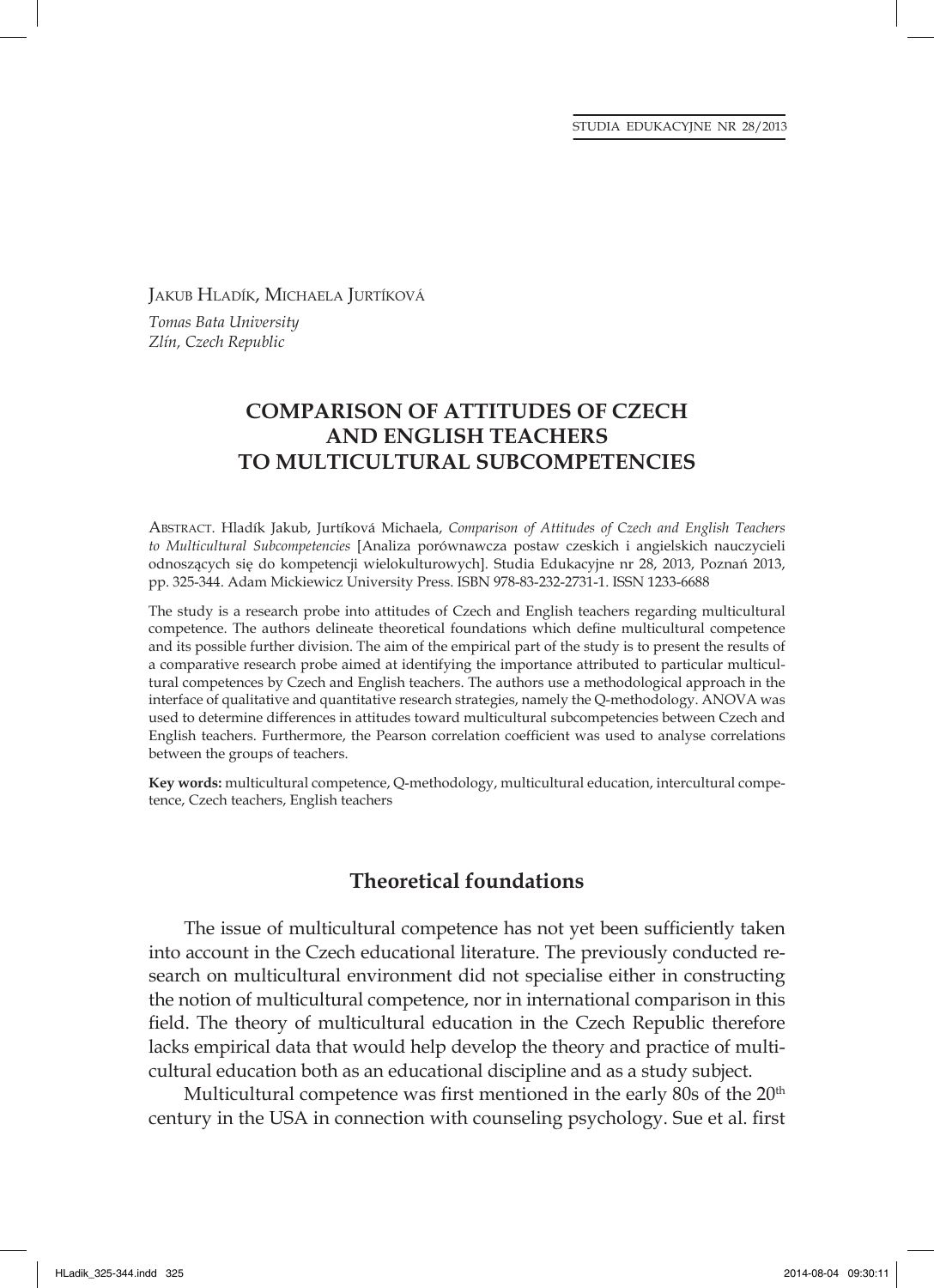Jakub Hladík, Michaela Jurtíková

*Tomas Bata University*
*Zlín, Czech Republic*

# COMPARISON OF ATTITUDES OF CZECH AND ENGLISH TEACHERS TO MULTICULTURAL SUBCOMPETENCIES

Abstract. Hladík Jakub, Jurtíková Michaela, *Comparison of Attitudes of Czech and English Teachers to Multicultural Subcompetencies* [Analiza porównawcza postaw czeskich i angielskich nauczycieli odnoszących się do kompetencji wielokulturowych]. Studia Edukacyjne nr 28, 2013, Poznań 2013, pp. 325-344. Adam Mickiewicz University Press. ISBN 978-83-232-2731-1. ISSN 1233-6688

The study is a research probe into attitudes of Czech and English teachers regarding multicultural competence. The authors delineate theoretical foundations which define multicultural competence and its possible further division. The aim of the empirical part of the study is to present the results of a comparative research probe aimed at identifying the importance attributed to particular multicultural competences by Czech and English teachers. The authors use a methodological approach in the interface of qualitative and quantitative research strategies, namely the Q-methodology. ANOVA was used to determine differences in attitudes toward multicultural subcompetencies between Czech and English teachers. Furthermore, the Pearson correlation coefficient was used to analyse correlations between the groups of teachers.

**Key words:** multicultural competence, Q-methodology, multicultural education, intercultural competence, Czech teachers, English teachers

## Theoretical foundations

The issue of multicultural competence has not yet been sufficiently taken into account in the Czech educational literature. The previously conducted research on multicultural environment did not specialise either in constructing the notion of multicultural competence, nor in international comparison in this field. The theory of multicultural education in the Czech Republic therefore lacks empirical data that would help develop the theory and practice of multicultural education both as an educational discipline and as a study subject.

Multicultural competence was first mentioned in the early 80s of the 20th century in the USA in connection with counseling psychology. Sue et al. first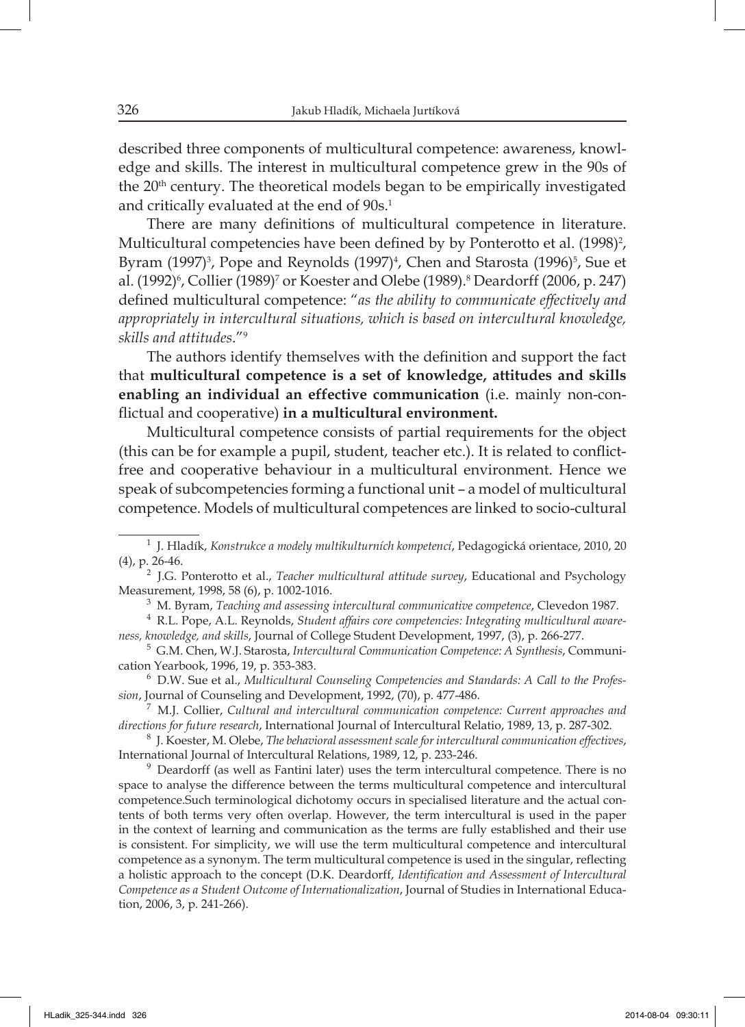described three components of multicultural competence: awareness, knowledge and skills. The interest in multicultural competence grew in the 90s of the 20th century. The theoretical models began to be empirically investigated and critically evaluated at the end of 90s.[1]

There are many definitions of multicultural competence in literature. Multicultural competencies have been defined by by Ponterotto et al. (1998)[2], Byram (1997)[3], Pope and Reynolds (1997)[4], Chen and Starosta (1996)[5], Sue et al. (1992)[6], Collier (1989)[7] or Koester and Olebe (1989).[8] Deardorff (2006, p. 247) defined multicultural competence: "*as the ability to communicate effectively and appropriately in intercultural situations, which is based on intercultural knowledge, skills and attitudes*."[9]

The authors identify themselves with the definition and support the fact that **multicultural competence is a set of knowledge, attitudes and skills enabling an individual an effective communication** (i.e. mainly non-conflictual and cooperative) **in a multicultural environment.**

Multicultural competence consists of partial requirements for the object (this can be for example a pupil, student, teacher etc.). It is related to conflict-free and cooperative behaviour in a multicultural environment. Hence we speak of subcompetencies forming a functional unit – a model of multicultural competence. Models of multicultural competences are linked to socio-cultural

---

[1] J. Hladík, *Konstrukce a modely multikulturních kompetencí*, Pedagogická orientace, 2010, 20 (4), p. 26-46.

[2] J.G. Ponterotto et al., *Teacher multicultural attitude survey*, Educational and Psychology Measurement, 1998, 58 (6), p. 1002-1016.

[3] M. Byram, *Teaching and assessing intercultural communicative competence*, Clevedon 1987.

[4] R.L. Pope, A.L. Reynolds, *Student affairs core competencies: Integrating multicultural awareness, knowledge, and skills*, Journal of College Student Development, 1997, (3), p. 266-277.

[5] G.M. Chen, W.J. Starosta, *Intercultural Communication Competence: A Synthesis*, Communication Yearbook, 1996, 19, p. 353-383.

[6] D.W. Sue et al., *Multicultural Counseling Competencies and Standards: A Call to the Profession*, Journal of Counseling and Development, 1992, (70), p. 477-486.

[7] M.J. Collier, *Cultural and intercultural communication competence: Current approaches and directions for future research*, International Journal of Intercultural Relatio, 1989, 13, p. 287-302.

[8] J. Koester, M. Olebe, *The behavioral assessment scale for intercultural communication effectives*, International Journal of Intercultural Relations, 1989, 12, p. 233-246.

[9] Deardorff (as well as Fantini later) uses the term intercultural competence. There is no space to analyse the difference between the terms multicultural competence and intercultural competence.Such terminological dichotomy occurs in specialised literature and the actual contents of both terms very often overlap. However, the term intercultural is used in the paper in the context of learning and communication as the terms are fully established and their use is consistent. For simplicity, we will use the term multicultural competence and intercultural competence as a synonym. The term multicultural competence is used in the singular, reflecting a holistic approach to the concept (D.K. Deardorff, *Identification and Assessment of Intercultural Competence as a Student Outcome of Internationalization*, Journal of Studies in International Education, 2006, 3, p. 241-266).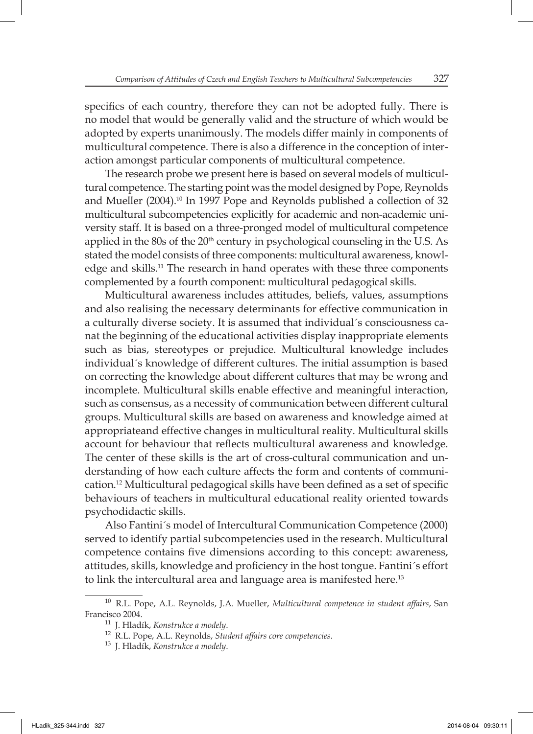specifics of each country, therefore they can not be adopted fully. There is no model that would be generally valid and the structure of which would be adopted by experts unanimously. The models differ mainly in components of multicultural competence. There is also a difference in the conception of interaction amongst particular components of multicultural competence.

The research probe we present here is based on several models of multicultural competence. The starting point was the model designed by Pope, Reynolds and Mueller (2004).[10] In 1997 Pope and Reynolds published a collection of 32 multicultural subcompetencies explicitly for academic and non-academic university staff. It is based on a three-pronged model of multicultural competence applied in the 80s of the 20th century in psychological counseling in the U.S. As stated the model consists of three components: multicultural awareness, knowledge and skills.[11] The research in hand operates with these three components complemented by a fourth component: multicultural pedagogical skills.

Multicultural awareness includes attitudes, beliefs, values, assumptions and also realising the necessary determinants for effective communication in a culturally diverse society. It is assumed that individual´s consciousness canat the beginning of the educational activities display inappropriate elements such as bias, stereotypes or prejudice. Multicultural knowledge includes individual´s knowledge of different cultures. The initial assumption is based on correcting the knowledge about different cultures that may be wrong and incomplete. Multicultural skills enable effective and meaningful interaction, such as consensus, as a necessity of communication between different cultural groups. Multicultural skills are based on awareness and knowledge aimed at appropriateand effective changes in multicultural reality. Multicultural skills account for behaviour that reflects multicultural awareness and knowledge. The center of these skills is the art of cross-cultural communication and understanding of how each culture affects the form and contents of communication.[12] Multicultural pedagogical skills have been defined as a set of specific behaviours of teachers in multicultural educational reality oriented towards psychodidactic skills.

Also Fantini´s model of Intercultural Communication Competence (2000) served to identify partial subcompetencies used in the research. Multicultural competence contains five dimensions according to this concept: awareness, attitudes, skills, knowledge and proficiency in the host tongue. Fantini´s effort to link the intercultural area and language area is manifested here.[13]

---

[10] R.L. Pope, A.L. Reynolds, J.A. Mueller, *Multicultural competence in student affairs*, San Francisco 2004.

[11] J. Hladík, *Konstrukce a modely*.

[12] R.L. Pope, A.L. Reynolds, *Student affairs core competencies*.

[13] J. Hladík, *Konstrukce a modely*.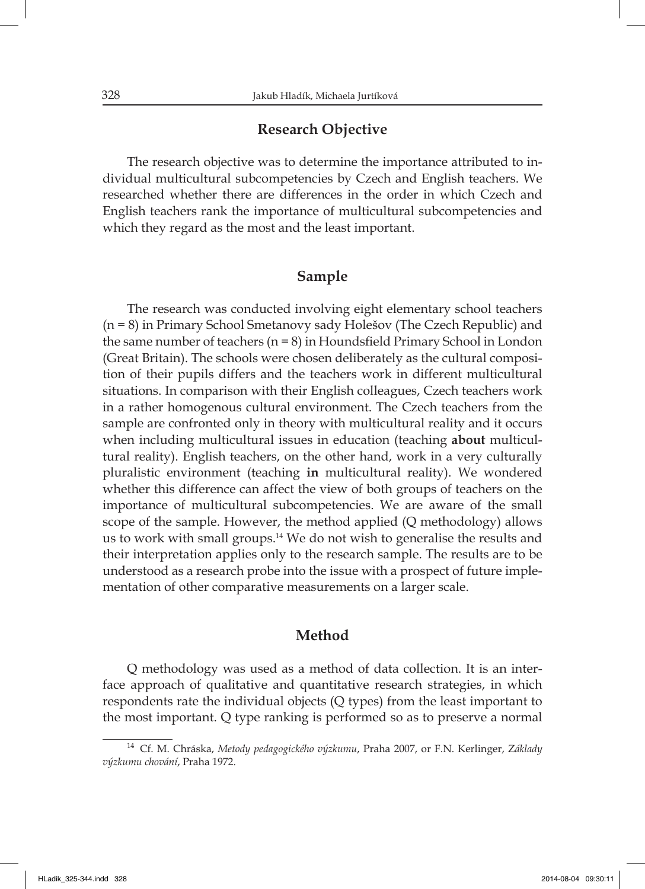## Research Objective

The research objective was to determine the importance attributed to individual multicultural subcompetencies by Czech and English teachers. We researched whether there are differences in the order in which Czech and English teachers rank the importance of multicultural subcompetencies and which they regard as the most and the least important.

## Sample

The research was conducted involving eight elementary school teachers (n = 8) in Primary School Smetanovy sady Holešov (The Czech Republic) and the same number of teachers (n = 8) in Houndsfield Primary School in London (Great Britain). The schools were chosen deliberately as the cultural composition of their pupils differs and the teachers work in different multicultural situations. In comparison with their English colleagues, Czech teachers work in a rather homogenous cultural environment. The Czech teachers from the sample are confronted only in theory with multicultural reality and it occurs when including multicultural issues in education (teaching **about** multicultural reality). English teachers, on the other hand, work in a very culturally pluralistic environment (teaching **in** multicultural reality). We wondered whether this difference can affect the view of both groups of teachers on the importance of multicultural subcompetencies. We are aware of the small scope of the sample. However, the method applied (Q methodology) allows us to work with small groups.[14] We do not wish to generalise the results and their interpretation applies only to the research sample. The results are to be understood as a research probe into the issue with a prospect of future implementation of other comparative measurements on a larger scale.

## Method

Q methodology was used as a method of data collection. It is an interface approach of qualitative and quantitative research strategies, in which respondents rate the individual objects (Q types) from the least important to the most important. Q type ranking is performed so as to preserve a normal

---

[14] Cf. M. Chráska, *Metody pedagogického výzkumu*, Praha 2007, or F.N. Kerlinger, *Základy výzkumu chování*, Praha 1972.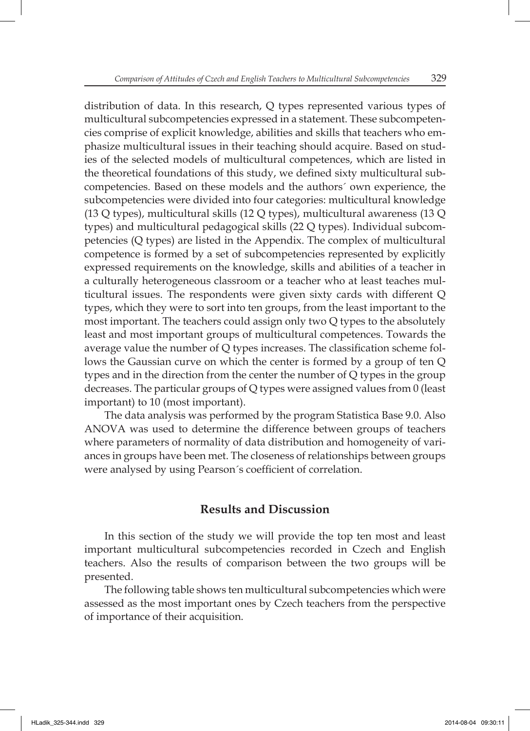distribution of data. In this research, Q types represented various types of multicultural subcompetencies expressed in a statement. These subcompetencies comprise of explicit knowledge, abilities and skills that teachers who emphasize multicultural issues in their teaching should acquire. Based on studies of the selected models of multicultural competences, which are listed in the theoretical foundations of this study, we defined sixty multicultural subcompetencies. Based on these models and the authors´ own experience, the subcompetencies were divided into four categories: multicultural knowledge (13 Q types), multicultural skills (12 Q types), multicultural awareness (13 Q types) and multicultural pedagogical skills (22 Q types). Individual subcompetencies (Q types) are listed in the Appendix. The complex of multicultural competence is formed by a set of subcompetencies represented by explicitly expressed requirements on the knowledge, skills and abilities of a teacher in a culturally heterogeneous classroom or a teacher who at least teaches multicultural issues. The respondents were given sixty cards with different Q types, which they were to sort into ten groups, from the least important to the most important. The teachers could assign only two Q types to the absolutely least and most important groups of multicultural competences. Towards the average value the number of Q types increases. The classification scheme follows the Gaussian curve on which the center is formed by a group of ten Q types and in the direction from the center the number of Q types in the group decreases. The particular groups of Q types were assigned values from 0 (least important) to 10 (most important).

The data analysis was performed by the program Statistica Base 9.0. Also ANOVA was used to determine the difference between groups of teachers where parameters of normality of data distribution and homogeneity of variances in groups have been met. The closeness of relationships between groups were analysed by using Pearson´s coefficient of correlation.

## Results and Discussion

In this section of the study we will provide the top ten most and least important multicultural subcompetencies recorded in Czech and English teachers. Also the results of comparison between the two groups will be presented.

The following table shows ten multicultural subcompetencies which were assessed as the most important ones by Czech teachers from the perspective of importance of their acquisition.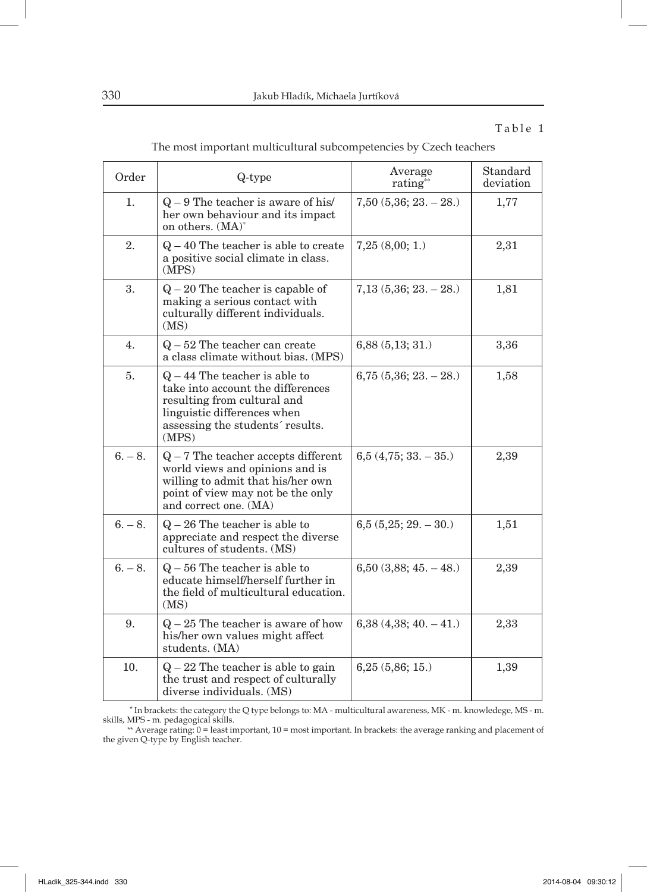Table 1

The most important multicultural subcompetencies by Czech teachers

| Order | Q-type | Average rating** | Standard deviation |
|---|---|---|---|
| 1. | Q – 9 The teacher is aware of his/her own behaviour and its impact on others. (MA)* | 7,50 (5,36; 23. – 28.) | 1,77 |
| 2. | Q – 40 The teacher is able to create a positive social climate in class. (MPS) | 7,25 (8,00; 1.) | 2,31 |
| 3. | Q – 20 The teacher is capable of making a serious contact with culturally different individuals. (MS) | 7,13 (5,36; 23. – 28.) | 1,81 |
| 4. | Q – 52 The teacher can create a class climate without bias. (MPS) | 6,88 (5,13; 31.) | 3,36 |
| 5. | Q – 44 The teacher is able to take into account the differences resulting from cultural and linguistic differences when assessing the students´ results. (MPS) | 6,75 (5,36; 23. – 28.) | 1,58 |
| 6. – 8. | Q – 7 The teacher accepts different world views and opinions and is willing to admit that his/her own point of view may not be the only and correct one. (MA) | 6,5 (4,75; 33. – 35.) | 2,39 |
| 6. – 8. | Q – 26 The teacher is able to appreciate and respect the diverse cultures of students. (MS) | 6,5 (5,25; 29. – 30.) | 1,51 |
| 6. – 8. | Q – 56 The teacher is able to educate himself/herself further in the field of multicultural education. (MS) | 6,50 (3,88; 45. – 48.) | 2,39 |
| 9. | Q – 25 The teacher is aware of how his/her own values might affect students. (MA) | 6,38 (4,38; 40. – 41.) | 2,33 |
| 10. | Q – 22 The teacher is able to gain the trust and respect of culturally diverse individuals. (MS) | 6,25 (5,86; 15.) | 1,39 |

* In brackets: the category the Q type belongs to: MA - multicultural awareness, MK - m. knowledege, MS - m. skills, MPS - m. pedagogical skills.

** Average rating: 0 = least important, 10 = most important. In brackets: the average ranking and placement of the given Q-type by English teacher.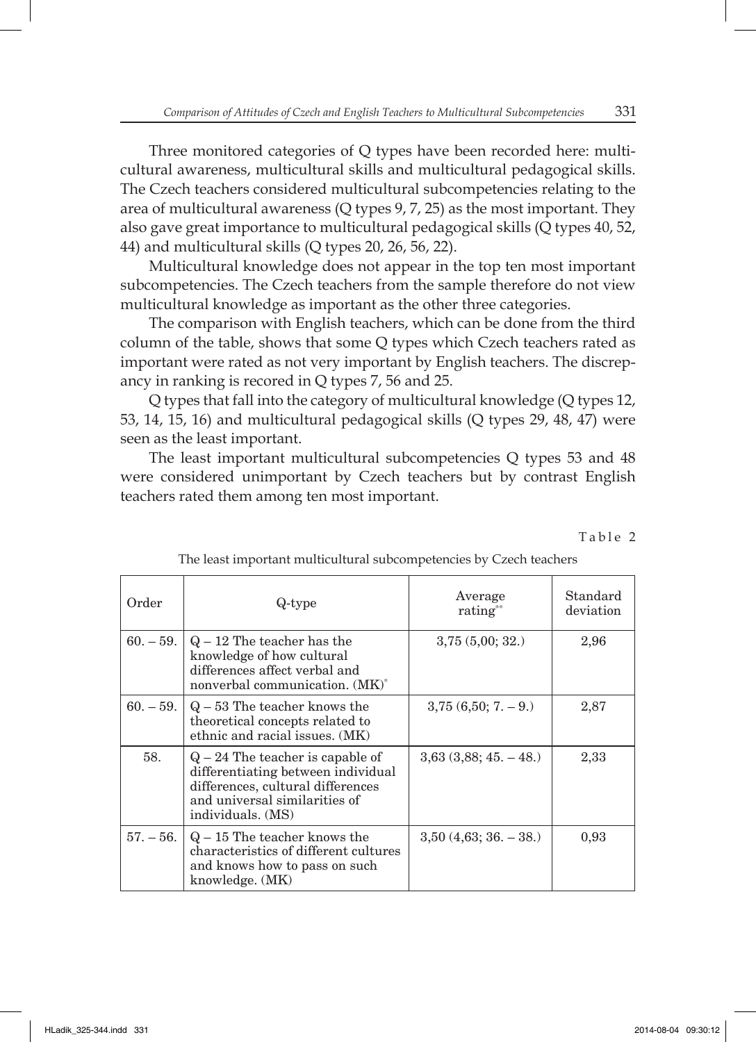Three monitored categories of Q types have been recorded here: multicultural awareness, multicultural skills and multicultural pedagogical skills. The Czech teachers considered multicultural subcompetencies relating to the area of multicultural awareness (Q types 9, 7, 25) as the most important. They also gave great importance to multicultural pedagogical skills (Q types 40, 52, 44) and multicultural skills (Q types 20, 26, 56, 22).

Multicultural knowledge does not appear in the top ten most important subcompetencies. The Czech teachers from the sample therefore do not view multicultural knowledge as important as the other three categories.

The comparison with English teachers, which can be done from the third column of the table, shows that some Q types which Czech teachers rated as important were rated as not very important by English teachers. The discrepancy in ranking is recored in Q types 7, 56 and 25.

Q types that fall into the category of multicultural knowledge (Q types 12, 53, 14, 15, 16) and multicultural pedagogical skills (Q types 29, 48, 47) were seen as the least important.

The least important multicultural subcompetencies Q types 53 and 48 were considered unimportant by Czech teachers but by contrast English teachers rated them among ten most important.

Table 2

The least important multicultural subcompetencies by Czech teachers

| Order | Q-type | Average rating** | Standard deviation |
|---|---|---|---|
| 60. – 59. | Q – 12 The teacher has the knowledge of how cultural differences affect verbal and nonverbal communication. (MK)* | 3,75 (5,00; 32.) | 2,96 |
| 60. – 59. | Q – 53 The teacher knows the theoretical concepts related to ethnic and racial issues. (MK) | 3,75 (6,50; 7. – 9.) | 2,87 |
| 58. | Q – 24 The teacher is capable of differentiating between individual differences, cultural differences and universal similarities of individuals. (MS) | 3,63 (3,88; 45. – 48.) | 2,33 |
| 57. – 56. | Q – 15 The teacher knows the characteristics of different cultures and knows how to pass on such knowledge. (MK) | 3,50 (4,63; 36. – 38.) | 0,93 |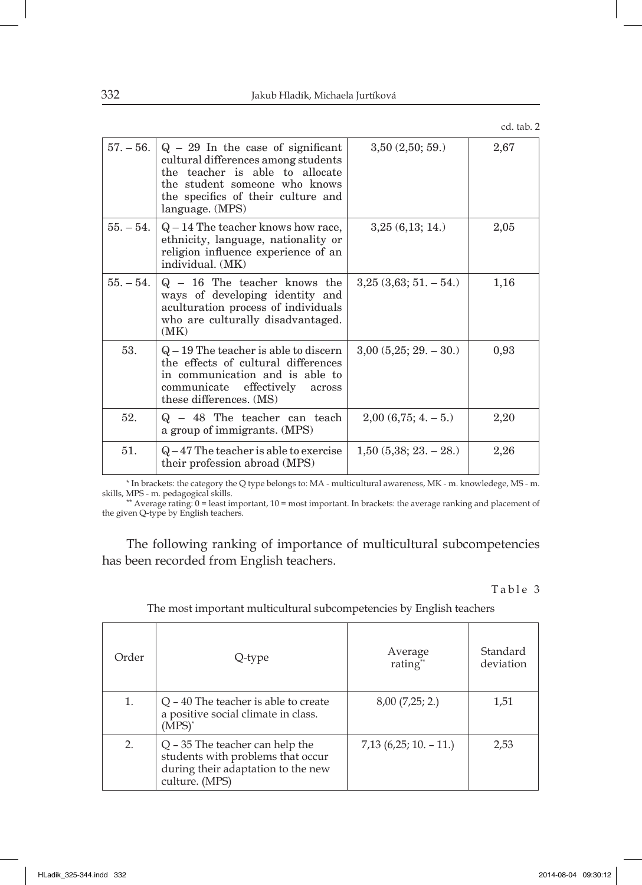cd. tab. 2

| | | | |
|---|---|---|---|
| 57. – 56. | Q – 29 In the case of significant cultural differences among students the teacher is able to allocate the student someone who knows the specifics of their culture and language. (MPS) | 3,50 (2,50; 59.) | 2,67 |
| 55. – 54. | Q – 14 The teacher knows how race, ethnicity, language, nationality or religion influence experience of an individual. (MK) | 3,25 (6,13; 14.) | 2,05 |
| 55. – 54. | Q – 16 The teacher knows the ways of developing identity and aculturation process of individuals who are culturally disadvantaged. (MK) | 3,25 (3,63; 51. – 54.) | 1,16 |
| 53. | Q – 19 The teacher is able to discern the effects of cultural differences in communication and is able to communicate effectively across these differences. (MS) | 3,00 (5,25; 29. – 30.) | 0,93 |
| 52. | Q – 48 The teacher can teach a group of immigrants. (MPS) | 2,00 (6,75; 4. – 5.) | 2,20 |
| 51. | Q – 47 The teacher is able to exercise their profession abroad (MPS) | 1,50 (5,38; 23. – 28.) | 2,26 |

* In brackets: the category the Q type belongs to: MA - multicultural awareness, MK - m. knowledege, MS - m. skills, MPS - m. pedagogical skills.

** Average rating: 0 = least important, 10 = most important. In brackets: the average ranking and placement of the given Q-type by English teachers.

The following ranking of importance of multicultural subcompetencies has been recorded from English teachers.

Table 3

The most important multicultural subcompetencies by English teachers

| Order | Q-type | Average rating** | Standard deviation |
|---|---|---|---|
| 1. | Q – 40 The teacher is able to create a positive social climate in class. (MPS)* | 8,00 (7,25; 2.) | 1,51 |
| 2. | Q – 35 The teacher can help the students with problems that occur during their adaptation to the new culture. (MPS) | 7,13 (6,25; 10. – 11.) | 2,53 |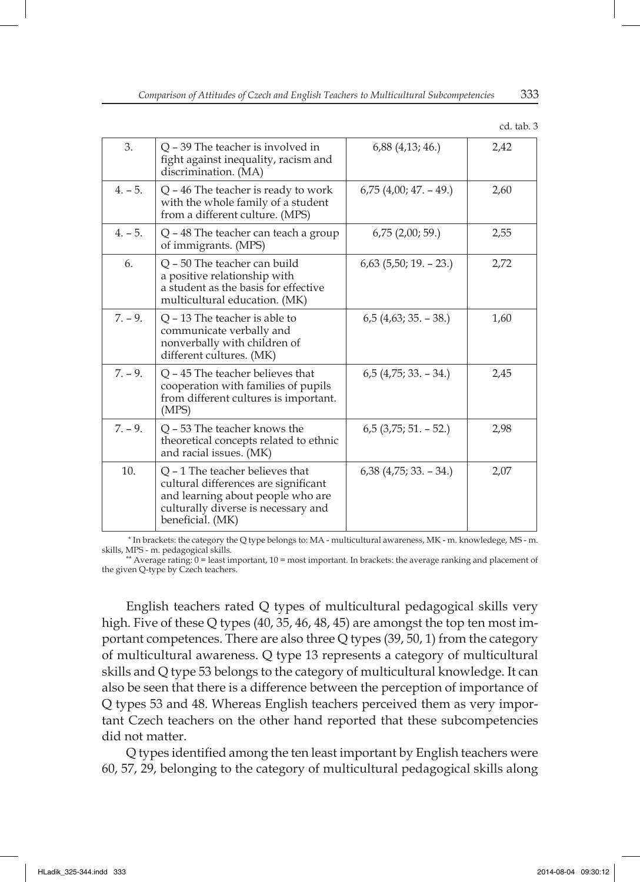cd. tab. 3

| 3. | Q – 39 The teacher is involved in fight against inequality, racism and discrimination. (MA) | 6,88 (4,13; 46.) | 2,42 |
|---|---|---|---|
| 4. – 5. | Q – 46 The teacher is ready to work with the whole family of a student from a different culture. (MPS) | 6,75 (4,00; 47. – 49.) | 2,60 |
| 4. – 5. | Q – 48 The teacher can teach a group of immigrants. (MPS) | 6,75 (2,00; 59.) | 2,55 |
| 6. | Q – 50 The teacher can build a positive relationship with a student as the basis for effective multicultural education. (MK) | 6,63 (5,50; 19. – 23.) | 2,72 |
| 7. – 9. | Q – 13 The teacher is able to communicate verbally and nonverbally with children of different cultures. (MK) | 6,5 (4,63; 35. – 38.) | 1,60 |
| 7. – 9. | Q – 45 The teacher believes that cooperation with families of pupils from different cultures is important. (MPS) | 6,5 (4,75; 33. – 34.) | 2,45 |
| 7. – 9. | Q – 53 The teacher knows the theoretical concepts related to ethnic and racial issues. (MK) | 6,5 (3,75; 51. – 52.) | 2,98 |
| 10. | Q – 1 The teacher believes that cultural differences are significant and learning about people who are culturally diverse is necessary and beneficial. (MK) | 6,38 (4,75; 33. – 34.) | 2,07 |

\* In brackets: the category the Q type belongs to: MA - multicultural awareness, MK - m. knowledege, MS - m. skills, MPS - m. pedagogical skills.

\*\* Average rating: 0 = least important, 10 = most important. In brackets: the average ranking and placement of the given Q-type by Czech teachers.

English teachers rated Q types of multicultural pedagogical skills very high. Five of these Q types (40, 35, 46, 48, 45) are amongst the top ten most important competences. There are also three Q types (39, 50, 1) from the category of multicultural awareness. Q type 13 represents a category of multicultural skills and Q type 53 belongs to the category of multicultural knowledge. It can also be seen that there is a difference between the perception of importance of Q types 53 and 48. Whereas English teachers perceived them as very important Czech teachers on the other hand reported that these subcompetencies did not matter.

Q types identified among the ten least important by English teachers were 60, 57, 29, belonging to the category of multicultural pedagogical skills along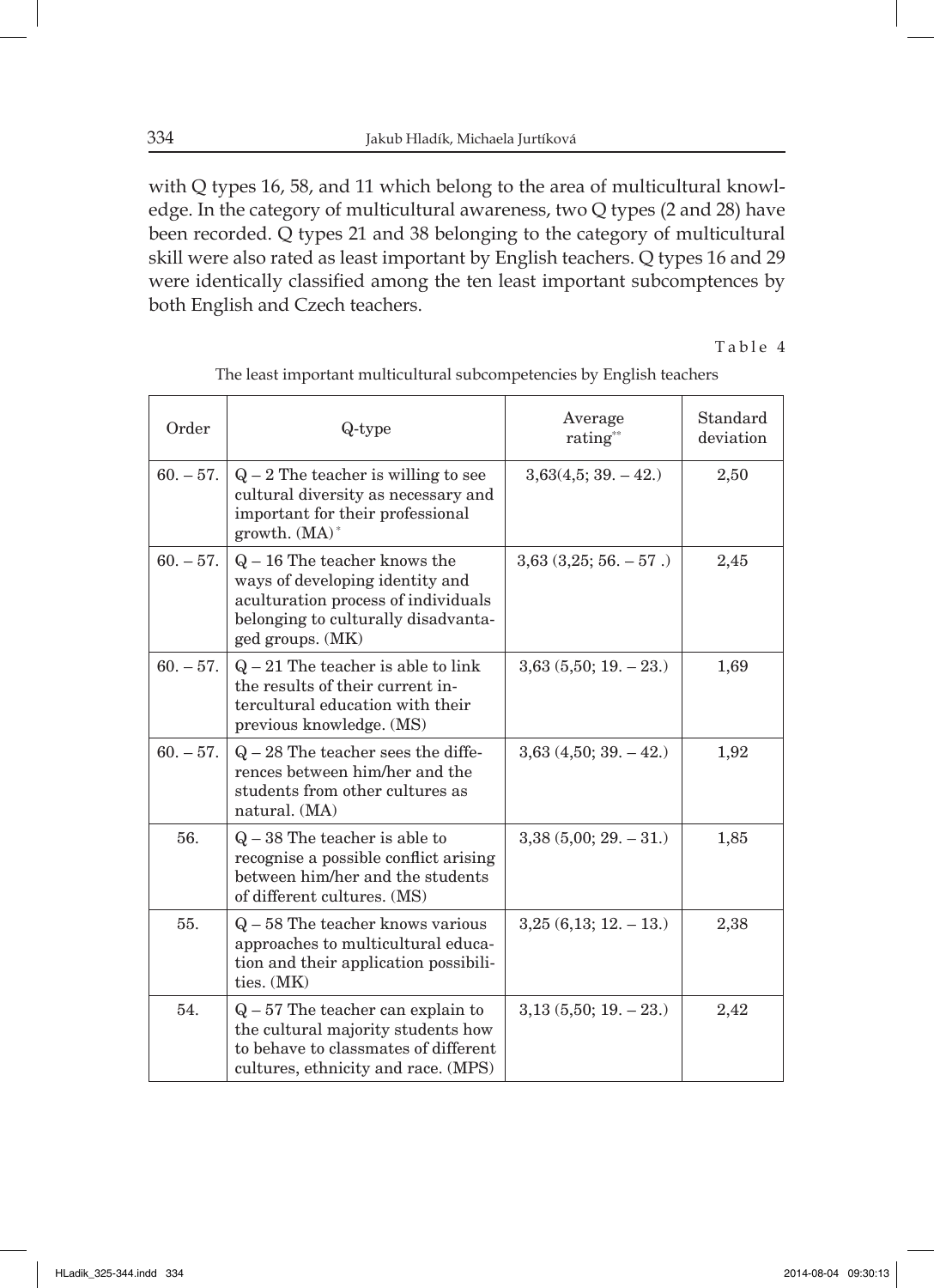with Q types 16, 58, and 11 which belong to the area of multicultural knowledge. In the category of multicultural awareness, two Q types (2 and 28) have been recorded. Q types 21 and 38 belonging to the category of multicultural skill were also rated as least important by English teachers. Q types 16 and 29 were identically classified among the ten least important subcomptences by both English and Czech teachers.

Table 4

The least important multicultural subcompetencies by English teachers

| Order | Q-type | Average rating** | Standard deviation |
|---|---|---|---|
| 60. – 57. | Q – 2 The teacher is willing to see cultural diversity as necessary and important for their professional growth. (MA)* | 3,63(4,5; 39. – 42.) | 2,50 |
| 60. – 57. | Q – 16 The teacher knows the ways of developing identity and aculturation process of individuals belonging to culturally disadvantaged groups. (MK) | 3,63 (3,25; 56. – 57 .) | 2,45 |
| 60. – 57. | Q – 21 The teacher is able to link the results of their current intercultural education with their previous knowledge. (MS) | 3,63 (5,50; 19. – 23.) | 1,69 |
| 60. – 57. | Q – 28 The teacher sees the differences between him/her and the students from other cultures as natural. (MA) | 3,63 (4,50; 39. – 42.) | 1,92 |
| 56. | Q – 38 The teacher is able to recognise a possible conflict arising between him/her and the students of different cultures. (MS) | 3,38 (5,00; 29. – 31.) | 1,85 |
| 55. | Q – 58 The teacher knows various approaches to multicultural education and their application possibilities. (MK) | 3,25 (6,13; 12. – 13.) | 2,38 |
| 54. | Q – 57 The teacher can explain to the cultural majority students how to behave to classmates of different cultures, ethnicity and race. (MPS) | 3,13 (5,50; 19. – 23.) | 2,42 |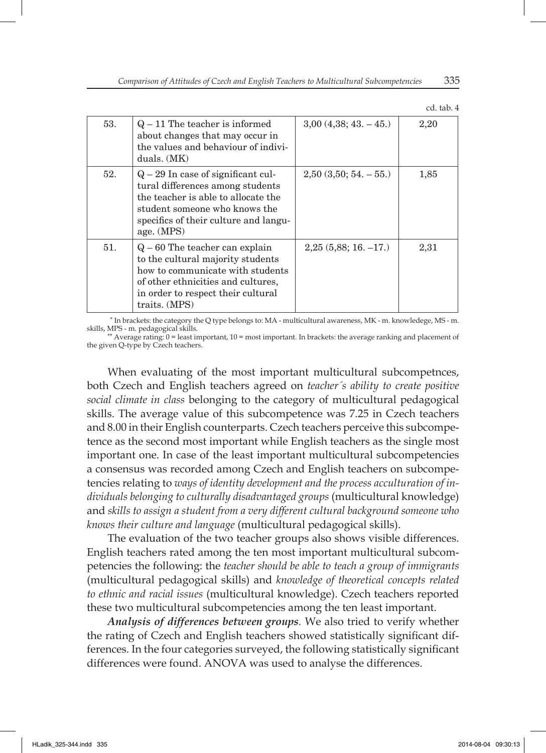cd. tab. 4

| | | | |
|---|---|---|---|
| 53. | Q – 11 The teacher is informed about changes that may occur in the values and behaviour of individuals. (MK) | 3,00 (4,38; 43. – 45.) | 2,20 |
| 52. | Q – 29 In case of significant cultural differences among students the teacher is able to allocate the student someone who knows the specifics of their culture and language. (MPS) | 2,50 (3,50; 54. – 55.) | 1,85 |
| 51. | Q – 60 The teacher can explain to the cultural majority students how to communicate with students of other ethnicities and cultures, in order to respect their cultural traits. (MPS) | 2,25 (5,88; 16. –17.) | 2,31 |

\* In brackets: the category the Q type belongs to: MA - multicultural awareness, MK - m. knowledege, MS - m. skills, MPS - m. pedagogical skills.

\*\* Average rating: 0 = least important, 10 = most important. In brackets: the average ranking and placement of the given Q-type by Czech teachers.

When evaluating of the most important multicultural subcompetnces, both Czech and English teachers agreed on *teacher´s ability to create positive social climate in class* belonging to the category of multicultural pedagogical skills. The average value of this subcompetence was 7.25 in Czech teachers and 8.00 in their English counterparts. Czech teachers perceive this subcompetence as the second most important while English teachers as the single most important one. In case of the least important multicultural subcompetencies a consensus was recorded among Czech and English teachers on subcompetencies relating to *ways of identity development and the process acculturation of individuals belonging to culturally disadvantaged groups* (multicultural knowledge) and *skills to assign a student from a very different cultural background someone who knows their culture and language* (multicultural pedagogical skills).

The evaluation of the two teacher groups also shows visible differences. English teachers rated among the ten most important multicultural subcompetencies the following: the *teacher should be able to teach a group of immigrants* (multicultural pedagogical skills) and *knowledge of theoretical concepts related to ethnic and racial issues* (multicultural knowledge). Czech teachers reported these two multicultural subcompetencies among the ten least important.

***Analysis of differences between groups.*** We also tried to verify whether the rating of Czech and English teachers showed statistically significant differences. In the four categories surveyed, the following statistically significant differences were found. ANOVA was used to analyse the differences.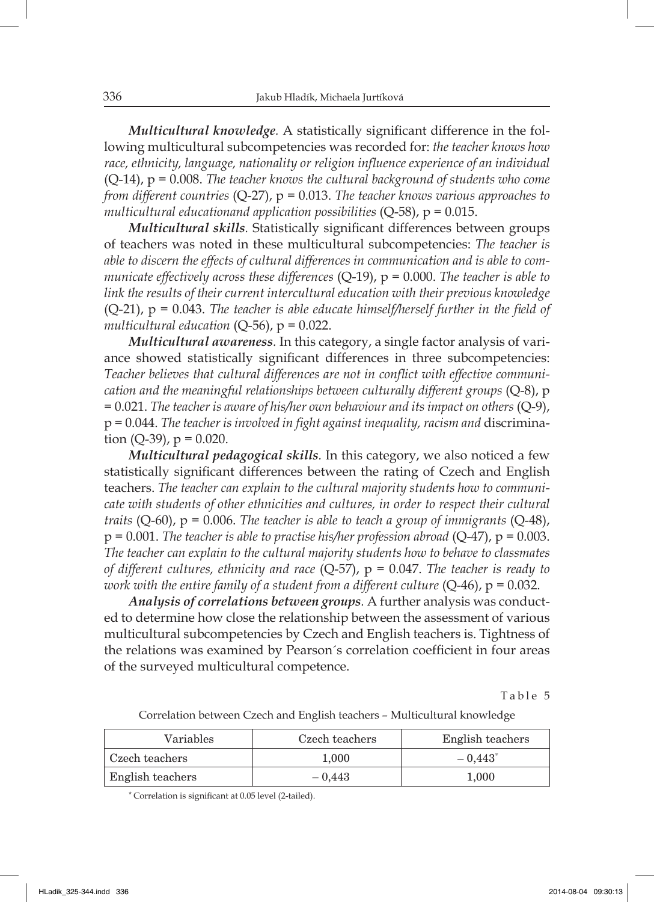***Multicultural knowledge*.** A statistically significant difference in the following multicultural subcompetencies was recorded for: *the teacher knows how race, ethnicity, language, nationality or religion influence experience of an individual* (Q-14), p = 0.008. *The teacher knows the cultural background of students who come from different countries* (Q-27), p = 0.013. *The teacher knows various approaches to multicultural educationand application possibilities* (Q-58), p = 0.015.

***Multicultural skills*.** Statistically significant differences between groups of teachers was noted in these multicultural subcompetencies: *The teacher is able to discern the effects of cultural differences in communication and is able to communicate effectively across these differences* (Q-19), p = 0.000. *The teacher is able to link the results of their current intercultural education with their previous knowledge* (Q-21), p = 0.043. *The teacher is able educate himself/herself further in the field of multicultural education* (Q-56), p = 0.022.

***Multicultural awareness*.** In this category, a single factor analysis of variance showed statistically significant differences in three subcompetencies: *Teacher believes that cultural differences are not in conflict with effective communication and the meaningful relationships between culturally different groups* (Q-8), p = 0.021. *The teacher is aware of his/her own behaviour and its impact on others* (Q-9), p = 0.044. *The teacher is involved in fight against inequality, racism and* discrimination (Q-39), p = 0.020.

***Multicultural pedagogical skills*.** In this category, we also noticed a few statistically significant differences between the rating of Czech and English teachers. *The teacher can explain to the cultural majority students how to communicate with students of other ethnicities and cultures, in order to respect their cultural traits* (Q-60), p = 0.006. *The teacher is able to teach a group of immigrants* (Q-48), p = 0.001. *The teacher is able to practise his/her profession abroad* (Q-47), p = 0.003. *The teacher can explain to the cultural majority students how to behave to classmates of different cultures, ethnicity and race* (Q-57), p = 0.047. *The teacher is ready to work with the entire family of a student from a different culture* (Q-46), p = 0.032.

***Analysis of correlations between groups*.** A further analysis was conducted to determine how close the relationship between the assessment of various multicultural subcompetencies by Czech and English teachers is. Tightness of the relations was examined by Pearson´s correlation coefficient in four areas of the surveyed multicultural competence.

Table 5

Correlation between Czech and English teachers – Multicultural knowledge

| Variables | Czech teachers | English teachers |
|---|---|---|
| Czech teachers | 1,000 | – 0,443* |
| English teachers | – 0,443 | 1,000 |

* Correlation is significant at 0.05 level (2-tailed).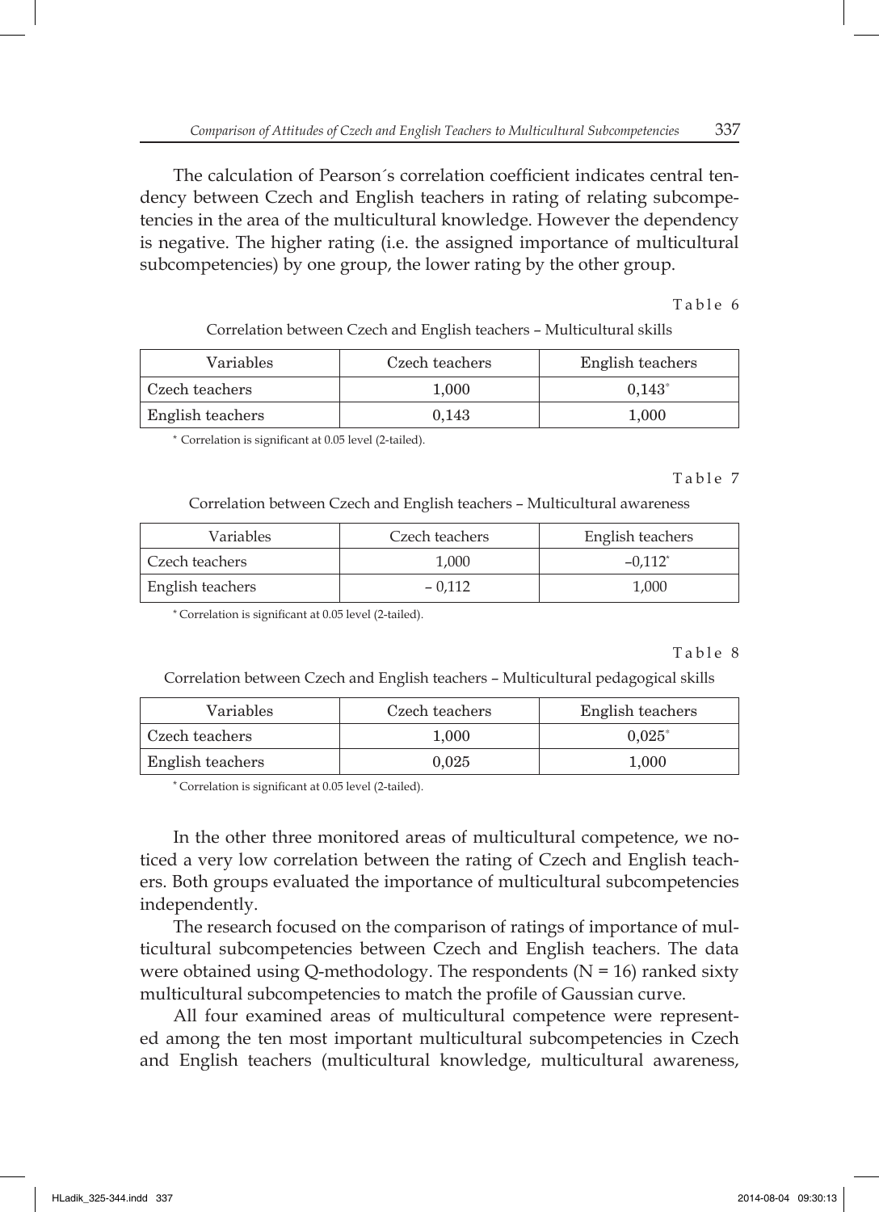The calculation of Pearson´s correlation coefficient indicates central tendency between Czech and English teachers in rating of relating subcompetencies in the area of the multicultural knowledge. However the dependency is negative. The higher rating (i.e. the assigned importance of multicultural subcompetencies) by one group, the lower rating by the other group.

Table 6

Correlation between Czech and English teachers – Multicultural skills

| Variables | Czech teachers | English teachers |
|---|---|---|
| Czech teachers | 1,000 | 0,143* |
| English teachers | 0,143 | 1,000 |

* Correlation is significant at 0.05 level (2-tailed).

Table 7

Correlation between Czech and English teachers – Multicultural awareness

| Variables | Czech teachers | English teachers |
|---|---|---|
| Czech teachers | 1,000 | –0,112* |
| English teachers | – 0,112 | 1,000 |

* Correlation is significant at 0.05 level (2-tailed).

Table 8

Correlation between Czech and English teachers – Multicultural pedagogical skills

| Variables | Czech teachers | English teachers |
|---|---|---|
| Czech teachers | 1,000 | 0,025* |
| English teachers | 0,025 | 1,000 |

* Correlation is significant at 0.05 level (2-tailed).

In the other three monitored areas of multicultural competence, we noticed a very low correlation between the rating of Czech and English teachers. Both groups evaluated the importance of multicultural subcompetencies independently.

The research focused on the comparison of ratings of importance of multicultural subcompetencies between Czech and English teachers. The data were obtained using Q-methodology. The respondents ($N = 16$) ranked sixty multicultural subcompetencies to match the profile of Gaussian curve.

All four examined areas of multicultural competence were represented among the ten most important multicultural subcompetencies in Czech and English teachers (multicultural knowledge, multicultural awareness,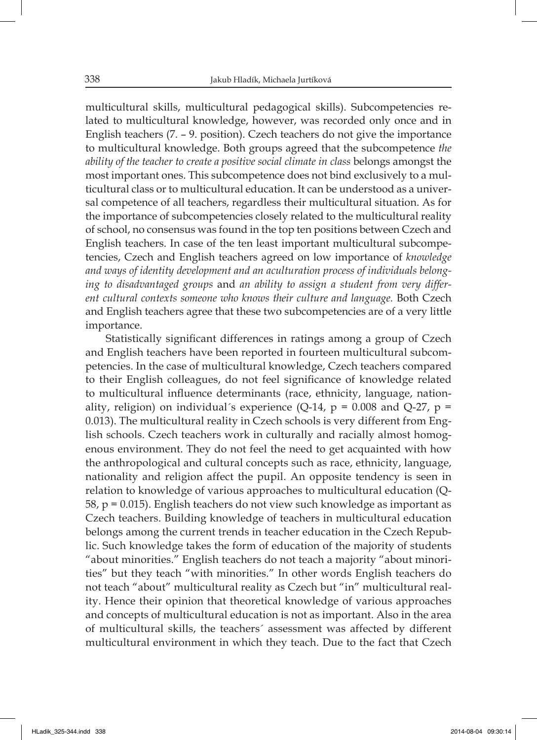multicultural skills, multicultural pedagogical skills). Subcompetencies related to multicultural knowledge, however, was recorded only once and in English teachers (7. – 9. position). Czech teachers do not give the importance to multicultural knowledge. Both groups agreed that the subcompetence *the ability of the teacher to create a positive social climate in class* belongs amongst the most important ones. This subcompetence does not bind exclusively to a multicultural class or to multicultural education. It can be understood as a universal competence of all teachers, regardless their multicultural situation. As for the importance of subcompetencies closely related to the multicultural reality of school, no consensus was found in the top ten positions between Czech and English teachers. In case of the ten least important multicultural subcompetencies, Czech and English teachers agreed on low importance of *knowledge and ways of identity development and an aculturation process of individuals belonging to disadvantaged groups* and *an ability to assign a student from very different cultural contexts someone who knows their culture and language.* Both Czech and English teachers agree that these two subcompetencies are of a very little importance.

Statistically significant differences in ratings among a group of Czech and English teachers have been reported in fourteen multicultural subcompetencies. In the case of multicultural knowledge, Czech teachers compared to their English colleagues, do not feel significance of knowledge related to multicultural influence determinants (race, ethnicity, language, nationality, religion) on individual´s experience (Q-14, $p = 0.008$ and Q-27, $p = 0.013$). The multicultural reality in Czech schools is very different from English schools. Czech teachers work in culturally and racially almost homogenous environment. They do not feel the need to get acquainted with how the anthropological and cultural concepts such as race, ethnicity, language, nationality and religion affect the pupil. An opposite tendency is seen in relation to knowledge of various approaches to multicultural education (Q-58, $p = 0.015$). English teachers do not view such knowledge as important as Czech teachers. Building knowledge of teachers in multicultural education belongs among the current trends in teacher education in the Czech Republic. Such knowledge takes the form of education of the majority of students "about minorities." English teachers do not teach a majority "about minorities" but they teach "with minorities." In other words English teachers do not teach "about" multicultural reality as Czech but "in" multicultural reality. Hence their opinion that theoretical knowledge of various approaches and concepts of multicultural education is not as important. Also in the area of multicultural skills, the teachers´ assessment was affected by different multicultural environment in which they teach. Due to the fact that Czech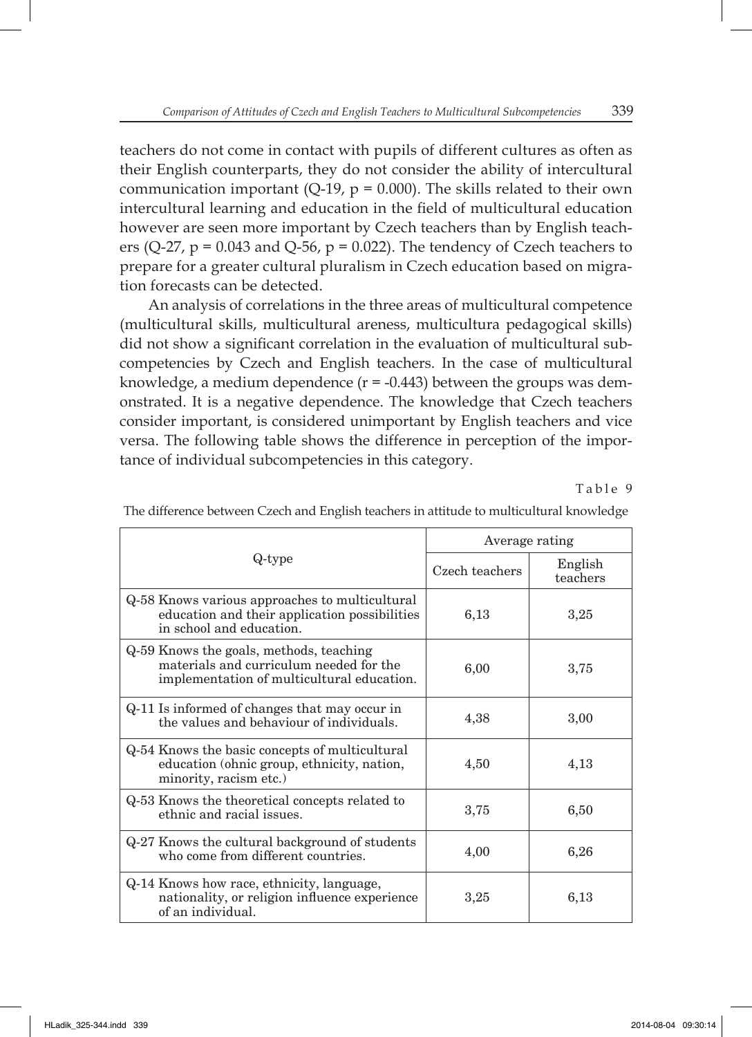teachers do not come in contact with pupils of different cultures as often as their English counterparts, they do not consider the ability of intercultural communication important (Q-19, $p = 0.000$). The skills related to their own intercultural learning and education in the field of multicultural education however are seen more important by Czech teachers than by English teachers (Q-27, $p = 0.043$ and Q-56, $p = 0.022$). The tendency of Czech teachers to prepare for a greater cultural pluralism in Czech education based on migration forecasts can be detected.

An analysis of correlations in the three areas of multicultural competence (multicultural skills, multicultural areness, multicultura pedagogical skills) did not show a significant correlation in the evaluation of multicultural subcompetencies by Czech and English teachers. In the case of multicultural knowledge, a medium dependence ($r = -0.443$) between the groups was demonstrated. It is a negative dependence. The knowledge that Czech teachers consider important, is considered unimportant by English teachers and vice versa. The following table shows the difference in perception of the importance of individual subcompetencies in this category.

Table 9

The difference between Czech and English teachers in attitude to multicultural knowledge

| Q-type | Average rating | |
|---|---|---|
| | Czech teachers | English teachers |
| Q-58 Knows various approaches to multicultural education and their application possibilities in school and education. | 6,13 | 3,25 |
| Q-59 Knows the goals, methods, teaching materials and curriculum needed for the implementation of multicultural education. | 6,00 | 3,75 |
| Q-11 Is informed of changes that may occur in the values and behaviour of individuals. | 4,38 | 3,00 |
| Q-54 Knows the basic concepts of multicultural education (ohnic group, ethnicity, nation, minority, racism etc.) | 4,50 | 4,13 |
| Q-53 Knows the theoretical concepts related to ethnic and racial issues. | 3,75 | 6,50 |
| Q-27 Knows the cultural background of students who come from different countries. | 4,00 | 6,26 |
| Q-14 Knows how race, ethnicity, language, nationality, or religion influence experience of an individual. | 3,25 | 6,13 |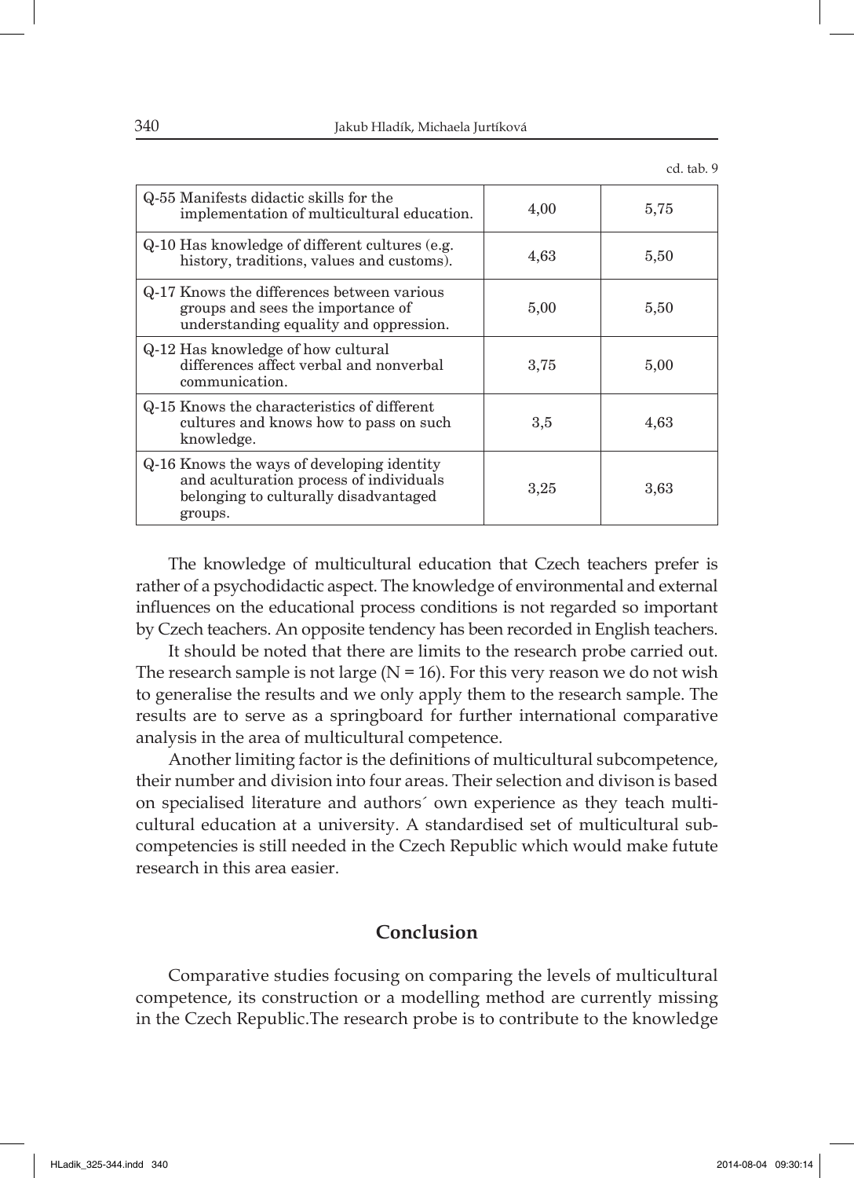cd. tab. 9

| | | |
|---|---|---|
| Q-55 Manifests didactic skills for the implementation of multicultural education. | 4,00 | 5,75 |
| Q-10 Has knowledge of different cultures (e.g. history, traditions, values and customs). | 4,63 | 5,50 |
| Q-17 Knows the differences between various groups and sees the importance of understanding equality and oppression. | 5,00 | 5,50 |
| Q-12 Has knowledge of how cultural differences affect verbal and nonverbal communication. | 3,75 | 5,00 |
| Q-15 Knows the characteristics of different cultures and knows how to pass on such knowledge. | 3,5 | 4,63 |
| Q-16 Knows the ways of developing identity and aculturation process of individuals belonging to culturally disadvantaged groups. | 3,25 | 3,63 |

The knowledge of multicultural education that Czech teachers prefer is rather of a psychodidactic aspect. The knowledge of environmental and external influences on the educational process conditions is not regarded so important by Czech teachers. An opposite tendency has been recorded in English teachers.

It should be noted that there are limits to the research probe carried out. The research sample is not large (N = 16). For this very reason we do not wish to generalise the results and we only apply them to the research sample. The results are to serve as a springboard for further international comparative analysis in the area of multicultural competence.

Another limiting factor is the definitions of multicultural subcompetence, their number and division into four areas. Their selection and divison is based on specialised literature and authors´ own experience as they teach multicultural education at a university. A standardised set of multicultural subcompetencies is still needed in the Czech Republic which would make futute research in this area easier.

## Conclusion

Comparative studies focusing on comparing the levels of multicultural competence, its construction or a modelling method are currently missing in the Czech Republic.The research probe is to contribute to the knowledge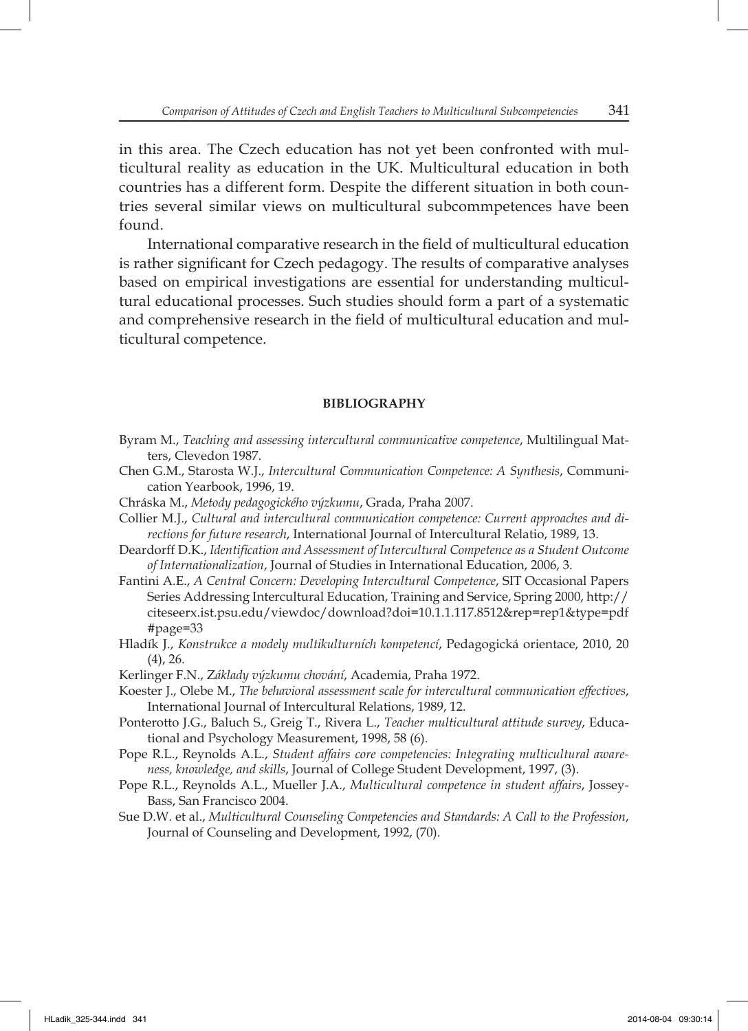in this area. The Czech education has not yet been confronted with multicultural reality as education in the UK. Multicultural education in both countries has a different form. Despite the different situation in both countries several similar views on multicultural subcommpetences have been found.

International comparative research in the field of multicultural education is rather significant for Czech pedagogy. The results of comparative analyses based on empirical investigations are essential for understanding multicultural educational processes. Such studies should form a part of a systematic and comprehensive research in the field of multicultural education and multicultural competence.

## BIBLIOGRAPHY

Byram M., *Teaching and assessing intercultural communicative competence*, Multilingual Matters, Clevedon 1987.

Chen G.M., Starosta W.J., *Intercultural Communication Competence: A Synthesis*, Communication Yearbook, 1996, 19.

Chráska M., *Metody pedagogického výzkumu*, Grada, Praha 2007.

Collier M.J., *Cultural and intercultural communication competence: Current approaches and directions for future research*, International Journal of Intercultural Relatio, 1989, 13.

Deardorff D.K., *Identification and Assessment of Intercultural Competence as a Student Outcome of Internationalization*, Journal of Studies in International Education, 2006, 3.

Fantini A.E., *A Central Concern: Developing Intercultural Competence*, SIT Occasional Papers Series Addressing Intercultural Education, Training and Service, Spring 2000, http://citeseerx.ist.psu.edu/viewdoc/download?doi=10.1.1.117.8512&rep=rep1&type=pdf#page=33

Hladík J., *Konstrukce a modely multikulturních kompetencí*, Pedagogická orientace, 2010, 20 (4), 26.

Kerlinger F.N., *Základy výzkumu chování*, Academia, Praha 1972.

Koester J., Olebe M., *The behavioral assessment scale for intercultural communication effectives*, International Journal of Intercultural Relations, 1989, 12.

Ponterotto J.G., Baluch S., Greig T., Rivera L., *Teacher multicultural attitude survey*, Educational and Psychology Measurement, 1998, 58 (6).

Pope R.L., Reynolds A.L., *Student affairs core competencies: Integrating multicultural awareness, knowledge, and skills*, Journal of College Student Development, 1997, (3).

Pope R.L., Reynolds A.L., Mueller J.A., *Multicultural competence in student affairs*, Jossey-Bass, San Francisco 2004.

Sue D.W. et al., *Multicultural Counseling Competencies and Standards: A Call to the Profession*, Journal of Counseling and Development, 1992, (70).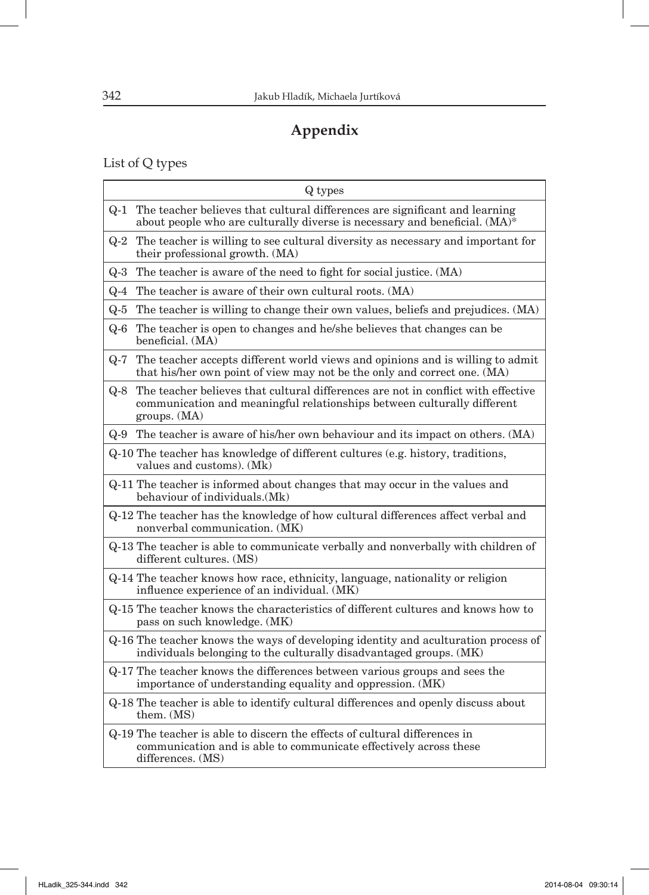# Appendix

List of Q types

| Q types |
|---|
| Q-1 The teacher believes that cultural differences are significant and learning about people who are culturally diverse is necessary and beneficial. (MA)* |
| Q-2 The teacher is willing to see cultural diversity as necessary and important for their professional growth. (MA) |
| Q-3 The teacher is aware of the need to fight for social justice. (MA) |
| Q-4 The teacher is aware of their own cultural roots. (MA) |
| Q-5 The teacher is willing to change their own values, beliefs and prejudices. (MA) |
| Q-6 The teacher is open to changes and he/she believes that changes can be beneficial. (MA) |
| Q-7 The teacher accepts different world views and opinions and is willing to admit that his/her own point of view may not be the only and correct one. (MA) |
| Q-8 The teacher believes that cultural differences are not in conflict with effective communication and meaningful relationships between culturally different groups. (MA) |
| Q-9 The teacher is aware of his/her own behaviour and its impact on others. (MA) |
| Q-10 The teacher has knowledge of different cultures (e.g. history, traditions, values and customs). (Mk) |
| Q-11 The teacher is informed about changes that may occur in the values and behaviour of individuals.(Mk) |
| Q-12 The teacher has the knowledge of how cultural differences affect verbal and nonverbal communication. (MK) |
| Q-13 The teacher is able to communicate verbally and nonverbally with children of different cultures. (MS) |
| Q-14 The teacher knows how race, ethnicity, language, nationality or religion influence experience of an individual. (MK) |
| Q-15 The teacher knows the characteristics of different cultures and knows how to pass on such knowledge. (MK) |
| Q-16 The teacher knows the ways of developing identity and aculturation process of individuals belonging to the culturally disadvantaged groups. (MK) |
| Q-17 The teacher knows the differences between various groups and sees the importance of understanding equality and oppression. (MK) |
| Q-18 The teacher is able to identify cultural differences and openly discuss about them. (MS) |
| Q-19 The teacher is able to discern the effects of cultural differences in communication and is able to communicate effectively across these differences. (MS) |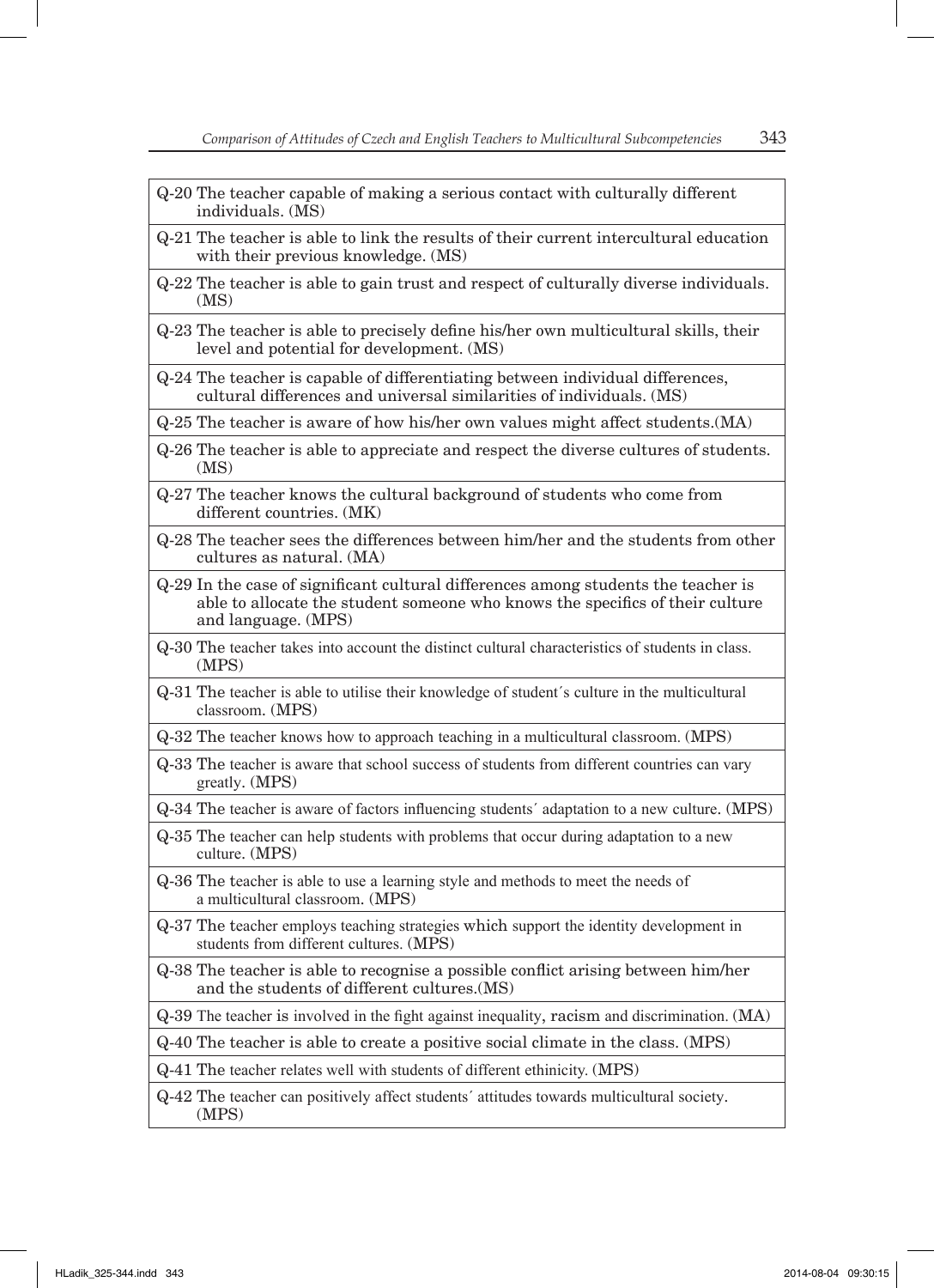| |
|---|
| Q-20 The teacher capable of making a serious contact with culturally different individuals. (MS) |
| Q-21 The teacher is able to link the results of their current intercultural education with their previous knowledge. (MS) |
| Q-22 The teacher is able to gain trust and respect of culturally diverse individuals. (MS) |
| Q-23 The teacher is able to precisely define his/her own multicultural skills, their level and potential for development. (MS) |
| Q-24 The teacher is capable of differentiating between individual differences, cultural differences and universal similarities of individuals. (MS) |
| Q-25 The teacher is aware of how his/her own values might affect students.(MA) |
| Q-26 The teacher is able to appreciate and respect the diverse cultures of students. (MS) |
| Q-27 The teacher knows the cultural background of students who come from different countries. (MK) |
| Q-28 The teacher sees the differences between him/her and the students from other cultures as natural. (MA) |
| Q-29 In the case of significant cultural differences among students the teacher is able to allocate the student someone who knows the specifics of their culture and language. (MPS) |
| Q-30 The teacher takes into account the distinct cultural characteristics of students in class. (MPS) |
| Q-31 The teacher is able to utilise their knowledge of student´s culture in the multicultural classroom. (MPS) |
| Q-32 The teacher knows how to approach teaching in a multicultural classroom. (MPS) |
| Q-33 The teacher is aware that school success of students from different countries can vary greatly. (MPS) |
| Q-34 The teacher is aware of factors influencing students´ adaptation to a new culture. (MPS) |
| Q-35 The teacher can help students with problems that occur during adaptation to a new culture. (MPS) |
| Q-36 The teacher is able to use a learning style and methods to meet the needs of a multicultural classroom. (MPS) |
| Q-37 The teacher employs teaching strategies which support the identity development in students from different cultures. (MPS) |
| Q-38 The teacher is able to recognise a possible conflict arising between him/her and the students of different cultures.(MS) |
| Q-39 The teacher is involved in the fight against inequality, racism and discrimination. (MA) |
| Q-40 The teacher is able to create a positive social climate in the class. (MPS) |
| Q-41 The teacher relates well with students of different ethinicity. (MPS) |
| Q-42 The teacher can positively affect students´ attitudes towards multicultural society. (MPS) |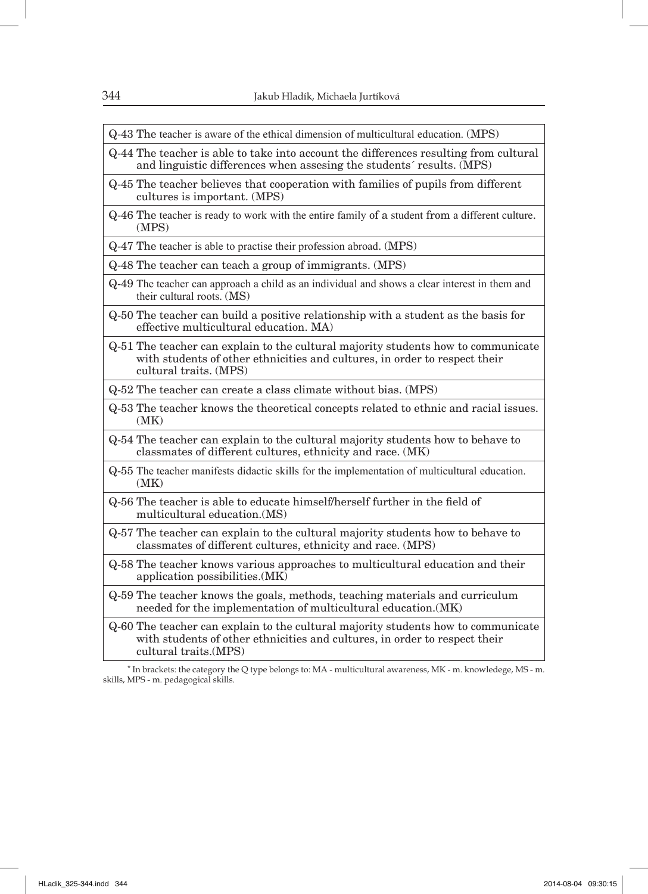| |
|---|
| Q-43 The teacher is aware of the ethical dimension of multicultural education. (MPS) |
| Q-44 The teacher is able to take into account the differences resulting from cultural and linguistic differences when assesing the students´ results. (MPS) |
| Q-45 The teacher believes that cooperation with families of pupils from different cultures is important. (MPS) |
| Q-46 The teacher is ready to work with the entire family of a student from a different culture. (MPS) |
| Q-47 The teacher is able to practise their profession abroad. (MPS) |
| Q-48 The teacher can teach a group of immigrants. (MPS) |
| Q-49 The teacher can approach a child as an individual and shows a clear interest in them and their cultural roots. (MS) |
| Q-50 The teacher can build a positive relationship with a student as the basis for effective multicultural education. MA) |
| Q-51 The teacher can explain to the cultural majority students how to communicate with students of other ethnicities and cultures, in order to respect their cultural traits. (MPS) |
| Q-52 The teacher can create a class climate without bias. (MPS) |
| Q-53 The teacher knows the theoretical concepts related to ethnic and racial issues. (MK) |
| Q-54 The teacher can explain to the cultural majority students how to behave to classmates of different cultures, ethnicity and race. (MK) |
| Q-55 The teacher manifests didactic skills for the implementation of multicultural education. (MK) |
| Q-56 The teacher is able to educate himself/herself further in the field of multicultural education.(MS) |
| Q-57 The teacher can explain to the cultural majority students how to behave to classmates of different cultures, ethnicity and race. (MPS) |
| Q-58 The teacher knows various approaches to multicultural education and their application possibilities.(MK) |
| Q-59 The teacher knows the goals, methods, teaching materials and curriculum needed for the implementation of multicultural education.(MK) |
| Q-60 The teacher can explain to the cultural majority students how to communicate with students of other ethnicities and cultures, in order to respect their cultural traits.(MPS) |

* In brackets: the category the Q type belongs to: MA - multicultural awareness, MK - m. knowledege, MS - m. skills, MPS - m. pedagogical skills.